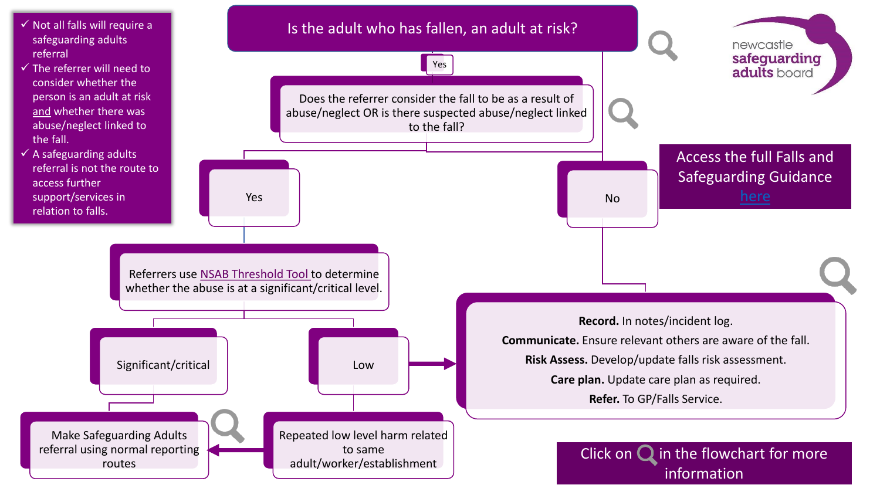newcastle safeguarding adults board

- ✓ Not all falls will require a safeguarding adults referral
- ✓ The referrer will need to consider whether the person is an adult at risk and whether there was abuse/neglect linked to the fall.
- ✓ A safeguarding adults referral is not the route to access further support/services in relation to falls.

# Is the adult who has fallen, an adult at risk?

Yes

Does the referrer consider the fall to be as a result of abuse/neglect OR is there suspected abuse/neglect linked to the fall?

**Yes**

Referrers use NSAB Threshold Tool to determine whether the abuse is at a significant/critical level.

- **Significant/critical** → Make Safeguarding Adults referral using normal reporting routes
- **Low** → Record / Communicate / Risk Assess / Care plan / Refer (see below)
  - Repeated low level harm related to same adult/worker/establishment → Make Safeguarding Adults referral using normal reporting routes

**No**

**Record.** In notes/incident log.

**Communicate.** Ensure relevant others are aware of the fall.

**Risk Assess.** Develop/update falls risk assessment.

**Care plan.** Update care plan as required.

**Refer.** To GP/Falls Service.

Access the full Falls and Safeguarding Guidance here

Click on 🔍 in the flowchart for more information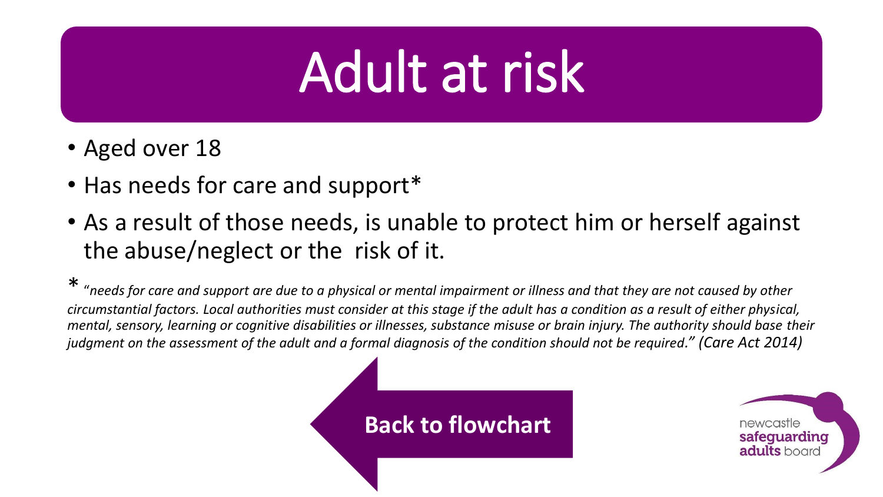# Adult at risk

- Aged over 18
- Has needs for care and support*
- As a result of those needs, is unable to protect him or herself against the abuse/neglect or the risk of it.

* *"needs for care and support are due to a physical or mental impairment or illness and that they are not caused by other circumstantial factors. Local authorities must consider at this stage if the adult has a condition as a result of either physical, mental, sensory, learning or cognitive disabilities or illnesses, substance misuse or brain injury. The authority should base their judgment on the assessment of the adult and a formal diagnosis of the condition should not be required." (Care Act 2014)*

**Back to flowchart**

newcastle **safeguarding adults** board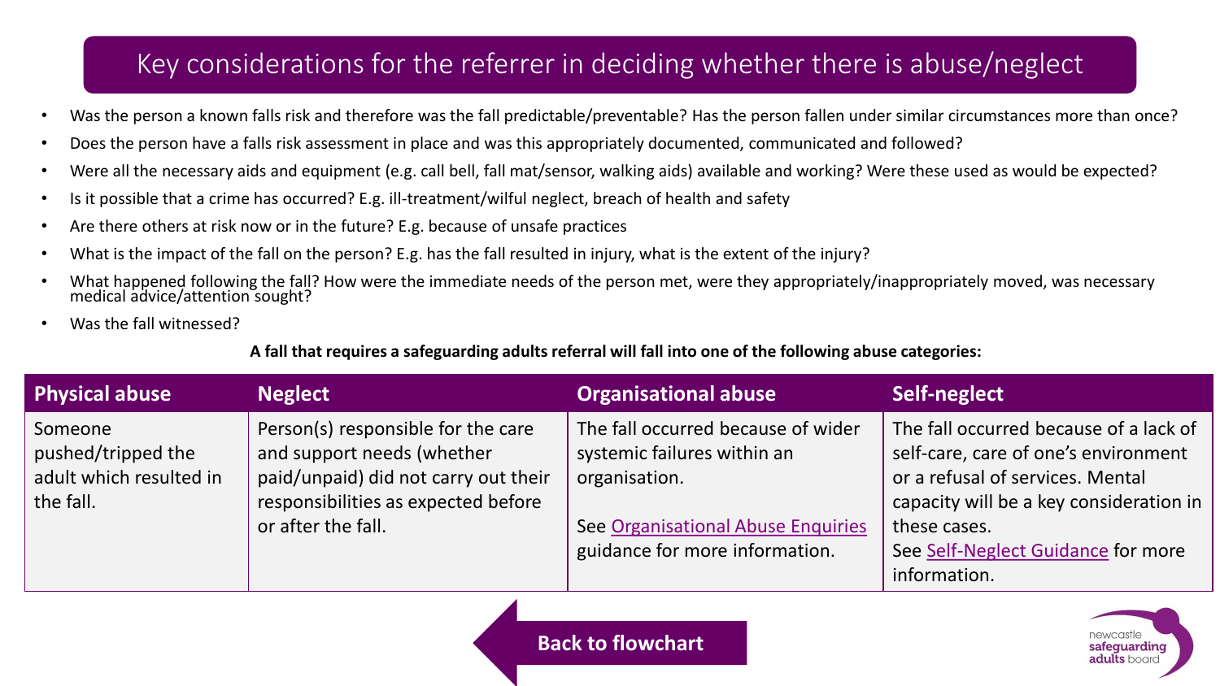# Key considerations for the referrer in deciding whether there is abuse/neglect

- Was the person a known falls risk and therefore was the fall predictable/preventable? Has the person fallen under similar circumstances more than once?
- Does the person have a falls risk assessment in place and was this appropriately documented, communicated and followed?
- Were all the necessary aids and equipment (e.g. call bell, fall mat/sensor, walking aids) available and working? Were these used as would be expected?
- Is it possible that a crime has occurred? E.g. ill-treatment/wilful neglect, breach of health and safety
- Are there others at risk now or in the future? E.g. because of unsafe practices
- What is the impact of the fall on the person? E.g. has the fall resulted in injury, what is the extent of the injury?
- What happened following the fall? How were the immediate needs of the person met, were they appropriately/inappropriately moved, was necessary medical advice/attention sought?
- Was the fall witnessed?

**A fall that requires a safeguarding adults referral will fall into one of the following abuse categories:**

| Physical abuse | Neglect | Organisational abuse | Self-neglect |
|---|---|---|---|
| Someone pushed/tripped the adult which resulted in the fall. | Person(s) responsible for the care and support needs (whether paid/unpaid) did not carry out their responsibilities as expected before or after the fall. | The fall occurred because of wider systemic failures within an organisation.<br><br>See Organisational Abuse Enquiries guidance for more information. | The fall occurred because of a lack of self-care, care of one's environment or a refusal of services. Mental capacity will be a key consideration in these cases.<br>See Self-Neglect Guidance for more information. |

Back to flowchart

newcastle safeguarding adults board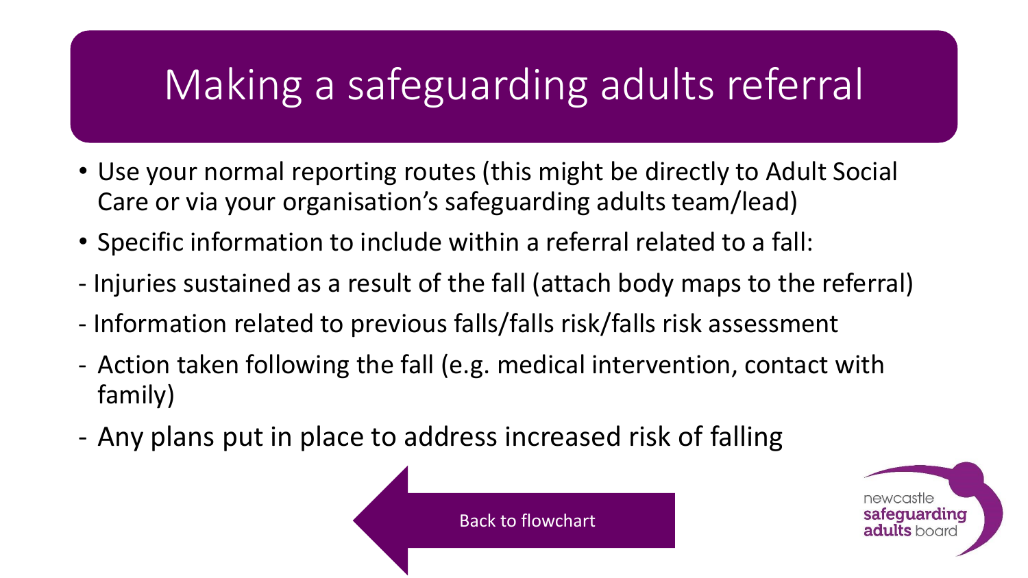# Making a safeguarding adults referral

- Use your normal reporting routes (this might be directly to Adult Social Care or via your organisation's safeguarding adults team/lead)
- Specific information to include within a referral related to a fall:

- Injuries sustained as a result of the fall (attach body maps to the referral)
- Information related to previous falls/falls risk/falls risk assessment
- Action taken following the fall (e.g. medical intervention, contact with family)
- Any plans put in place to address increased risk of falling

Back to flowchart

newcastle safeguarding adults board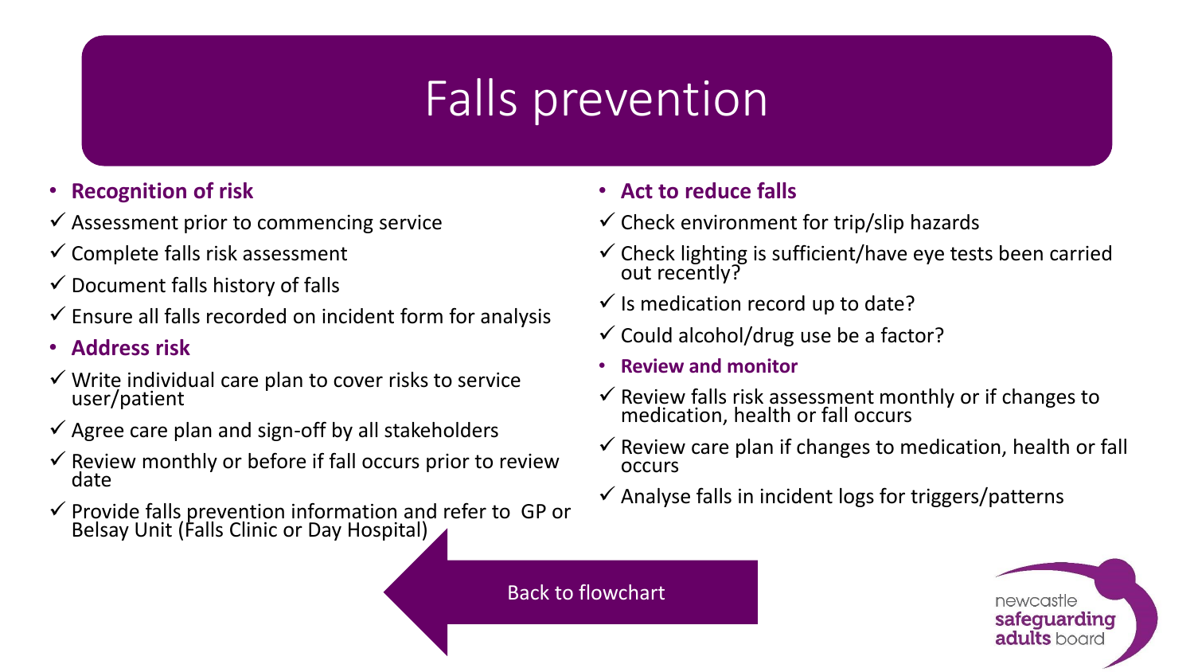# Falls prevention

- **Recognition of risk**
- ✓ Assessment prior to commencing service
- ✓ Complete falls risk assessment
- ✓ Document falls history of falls
- ✓ Ensure all falls recorded on incident form for analysis
- **Address risk**
- ✓ Write individual care plan to cover risks to service user/patient
- ✓ Agree care plan and sign-off by all stakeholders
- ✓ Review monthly or before if fall occurs prior to review date
- ✓ Provide falls prevention information and refer to GP or Belsay Unit (Falls Clinic or Day Hospital)
- **Act to reduce falls**
- ✓ Check environment for trip/slip hazards
- ✓ Check lighting is sufficient/have eye tests been carried out recently?
- ✓ Is medication record up to date?
- ✓ Could alcohol/drug use be a factor?
- **Review and monitor**
- ✓ Review falls risk assessment monthly or if changes to medication, health or fall occurs
- ✓ Review care plan if changes to medication, health or fall occurs
- ✓ Analyse falls in incident logs for triggers/patterns

Back to flowchart

newcastle **safeguarding adults** board